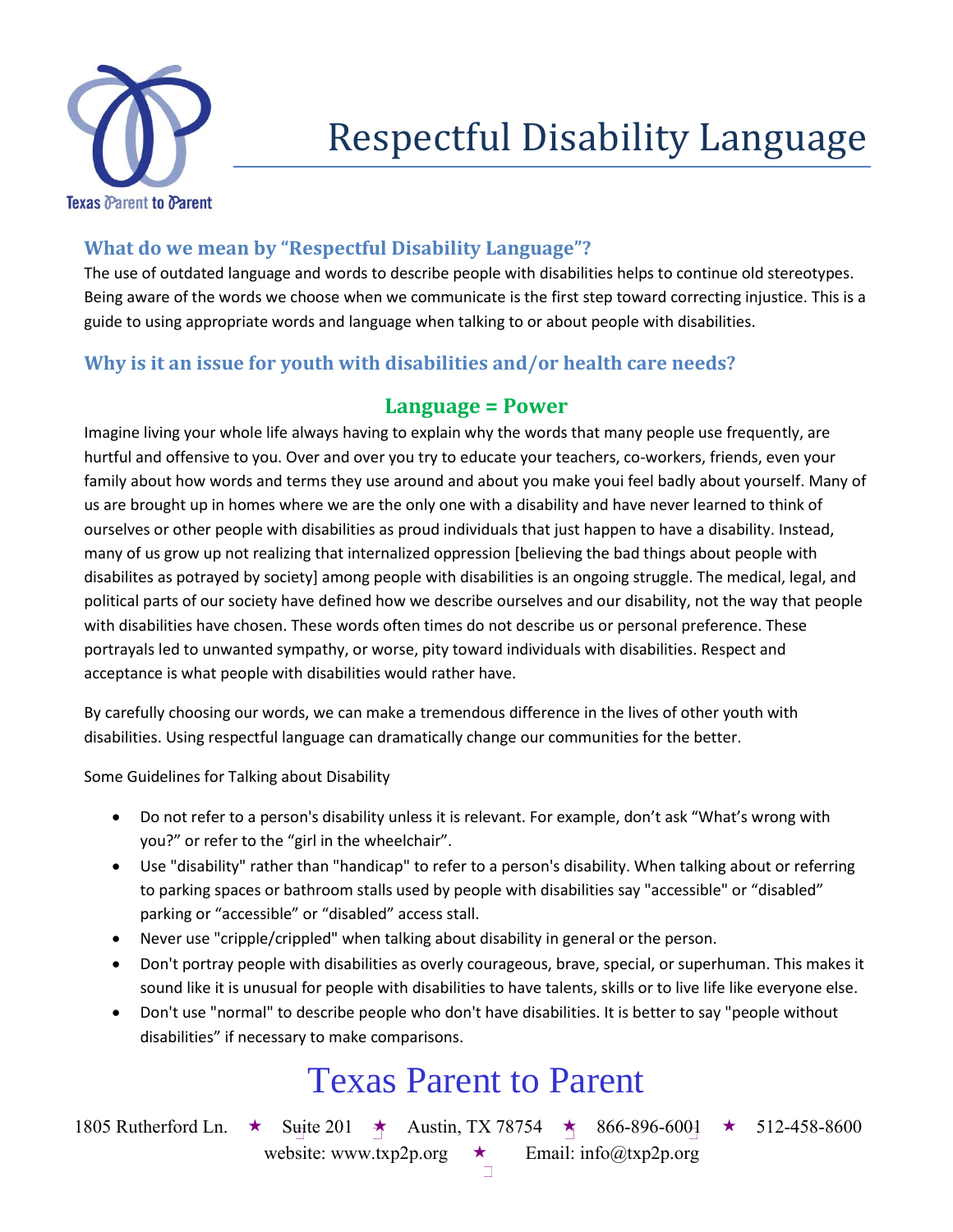Texas Parent to Parent

# Respectful Disability Language

## What do we mean by "Respectful Disability Language"?

The use of outdated language and words to describe people with disabilities helps to continue old stereotypes. Being aware of the words we choose when we communicate is the first step toward correcting injustice. This is a guide to using appropriate words and language when talking to or about people with disabilities.

## Why is it an issue for youth with disabilities and/or health care needs?

### Language = Power

Imagine living your whole life always having to explain why the words that many people use frequently, are hurtful and offensive to you. Over and over you try to educate your teachers, co-workers, friends, even your family about how words and terms they use around and about you make youi feel badly about yourself. Many of us are brought up in homes where we are the only one with a disability and have never learned to think of ourselves or other people with disabilities as proud individuals that just happen to have a disability. Instead, many of us grow up not realizing that internalized oppression [believing the bad things about people with disabilites as potrayed by society] among people with disabilities is an ongoing struggle. The medical, legal, and political parts of our society have defined how we describe ourselves and our disability, not the way that people with disabilities have chosen. These words often times do not describe us or personal preference. These portrayals led to unwanted sympathy, or worse, pity toward individuals with disabilities. Respect and acceptance is what people with disabilities would rather have.

By carefully choosing our words, we can make a tremendous difference in the lives of other youth with disabilities. Using respectful language can dramatically change our communities for the better.

Some Guidelines for Talking about Disability

- Do not refer to a person's disability unless it is relevant. For example, don't ask "What's wrong with you?" or refer to the "girl in the wheelchair".
- Use "disability" rather than "handicap" to refer to a person's disability. When talking about or referring to parking spaces or bathroom stalls used by people with disabilities say "accessible" or "disabled" parking or "accessible" or "disabled" access stall.
- Never use "cripple/crippled" when talking about disability in general or the person.
- Don't portray people with disabilities as overly courageous, brave, special, or superhuman. This makes it sound like it is unusual for people with disabilities to have talents, skills or to live life like everyone else.
- Don't use "normal" to describe people who don't have disabilities. It is better to say "people without disabilities" if necessary to make comparisons.

Texas Parent to Parent

1805 Rutherford Ln. ★ Suite 201 ★ Austin, TX 78754 ★ 866-896-6001 ★ 512-458-8600
website: www.txp2p.org ★ Email: info@txp2p.org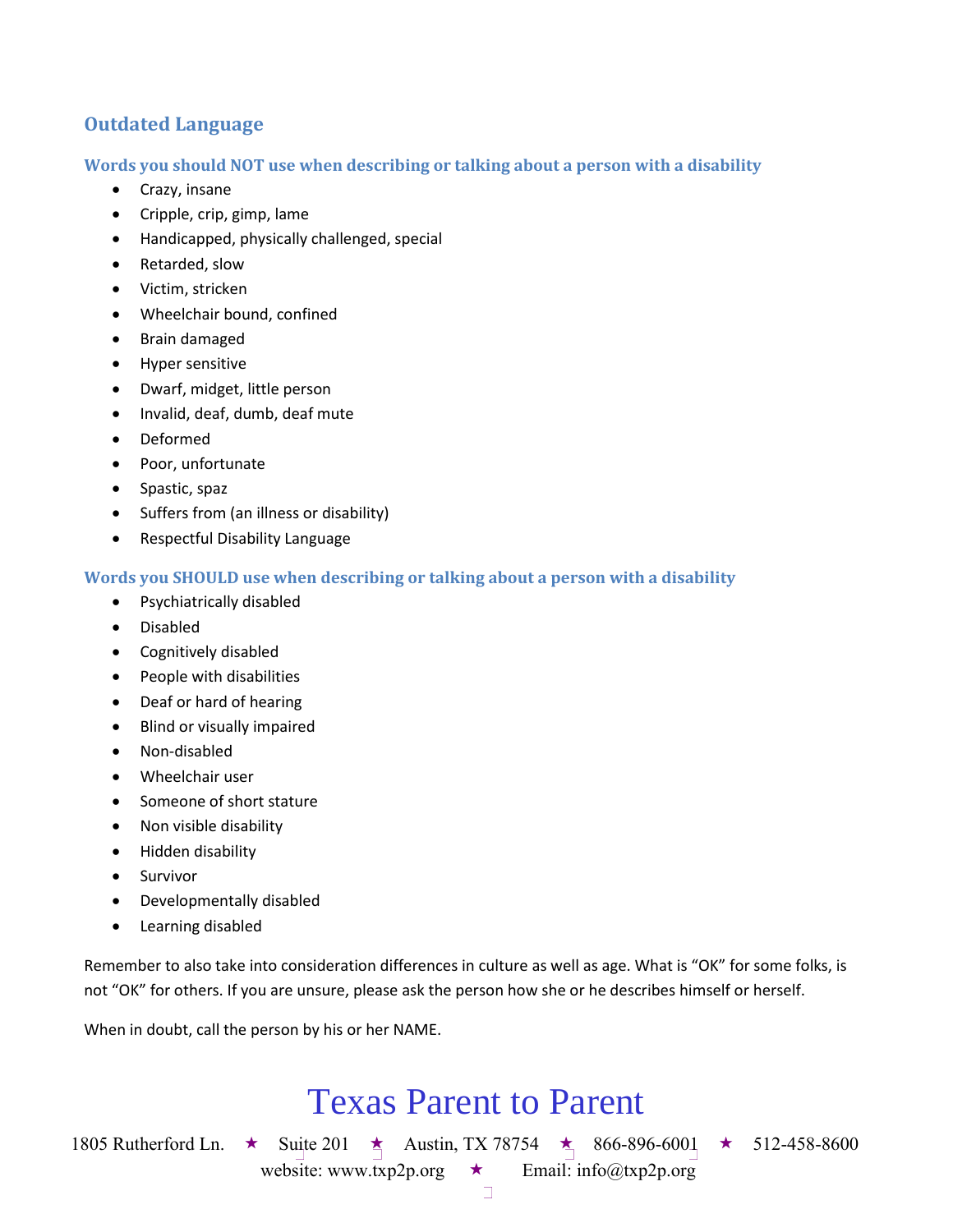## Outdated Language

### Words you should NOT use when describing or talking about a person with a disability

- Crazy, insane
- Cripple, crip, gimp, lame
- Handicapped, physically challenged, special
- Retarded, slow
- Victim, stricken
- Wheelchair bound, confined
- Brain damaged
- Hyper sensitive
- Dwarf, midget, little person
- Invalid, deaf, dumb, deaf mute
- Deformed
- Poor, unfortunate
- Spastic, spaz
- Suffers from (an illness or disability)
- Respectful Disability Language

### Words you SHOULD use when describing or talking about a person with a disability

- Psychiatrically disabled
- Disabled
- Cognitively disabled
- People with disabilities
- Deaf or hard of hearing
- Blind or visually impaired
- Non-disabled
- Wheelchair user
- Someone of short stature
- Non visible disability
- Hidden disability
- Survivor
- Developmentally disabled
- Learning disabled

Remember to also take into consideration differences in culture as well as age. What is "OK" for some folks, is not "OK" for others. If you are unsure, please ask the person how she or he describes himself or herself.

When in doubt, call the person by his or her NAME.

Texas Parent to Parent

1805 Rutherford Ln. ★ Suite 201 ★ Austin, TX 78754 ★ 866-896-6001 ★ 512-458-8600
website: www.txp2p.org ★ Email: info@txp2p.org